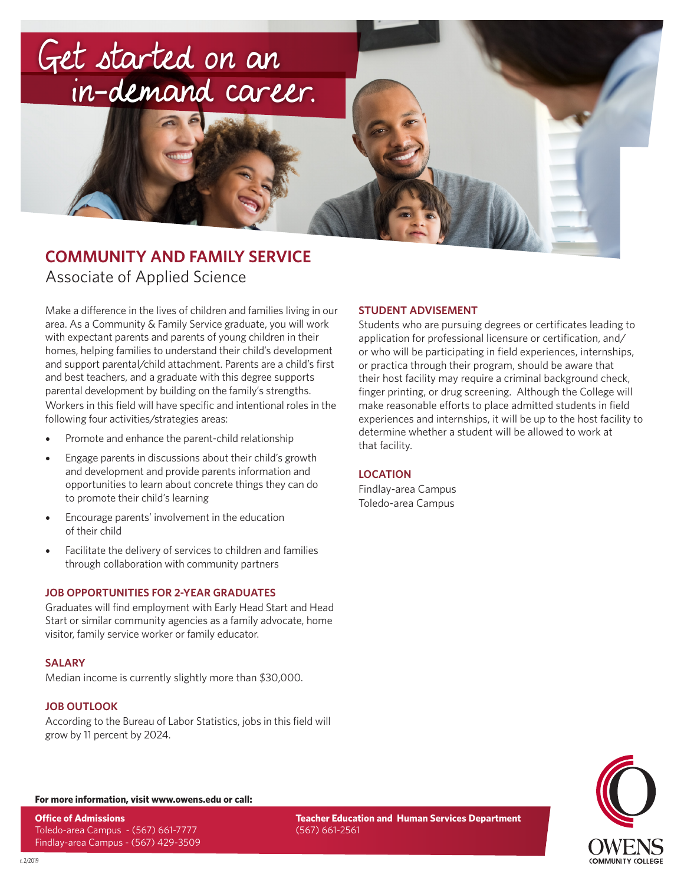# Get started on an in-demand career.

## COMMUNITY AND FAMILY SERVICE

Associate of Applied Science

Make a difference in the lives of children and families living in our area. As a Community & Family Service graduate, you will work with expectant parents and parents of young children in their homes, helping families to understand their child's development and support parental/child attachment. Parents are a child's first and best teachers, and a graduate with this degree supports parental development by building on the family's strengths. Workers in this field will have specific and intentional roles in the following four activities/strategies areas:

- Promote and enhance the parent-child relationship
- Engage parents in discussions about their child's growth and development and provide parents information and opportunities to learn about concrete things they can do to promote their child's learning
- Encourage parents' involvement in the education of their child
- Facilitate the delivery of services to children and families through collaboration with community partners

### JOB OPPORTUNITIES FOR 2-YEAR GRADUATES

Graduates will find employment with Early Head Start and Head Start or similar community agencies as a family advocate, home visitor, family service worker or family educator.

### SALARY

Median income is currently slightly more than $30,000.

### JOB OUTLOOK

According to the Bureau of Labor Statistics, jobs in this field will grow by 11 percent by 2024.

### STUDENT ADVISEMENT

Students who are pursuing degrees or certificates leading to application for professional licensure or certification, and/or who will be participating in field experiences, internships, or practica through their program, should be aware that their host facility may require a criminal background check, finger printing, or drug screening. Although the College will make reasonable efforts to place admitted students in field experiences and internships, it will be up to the host facility to determine whether a student will be allowed to work at that facility.

### LOCATION

Findlay-area Campus
Toledo-area Campus

**For more information, visit www.owens.edu or call:**

**Office of Admissions**
Toledo-area Campus - (567) 661-7777
Findlay-area Campus - (567) 429-3509

**Teacher Education and Human Services Department**
(567) 661-2561

OWENS COMMUNITY COLLEGE

r. 2/2019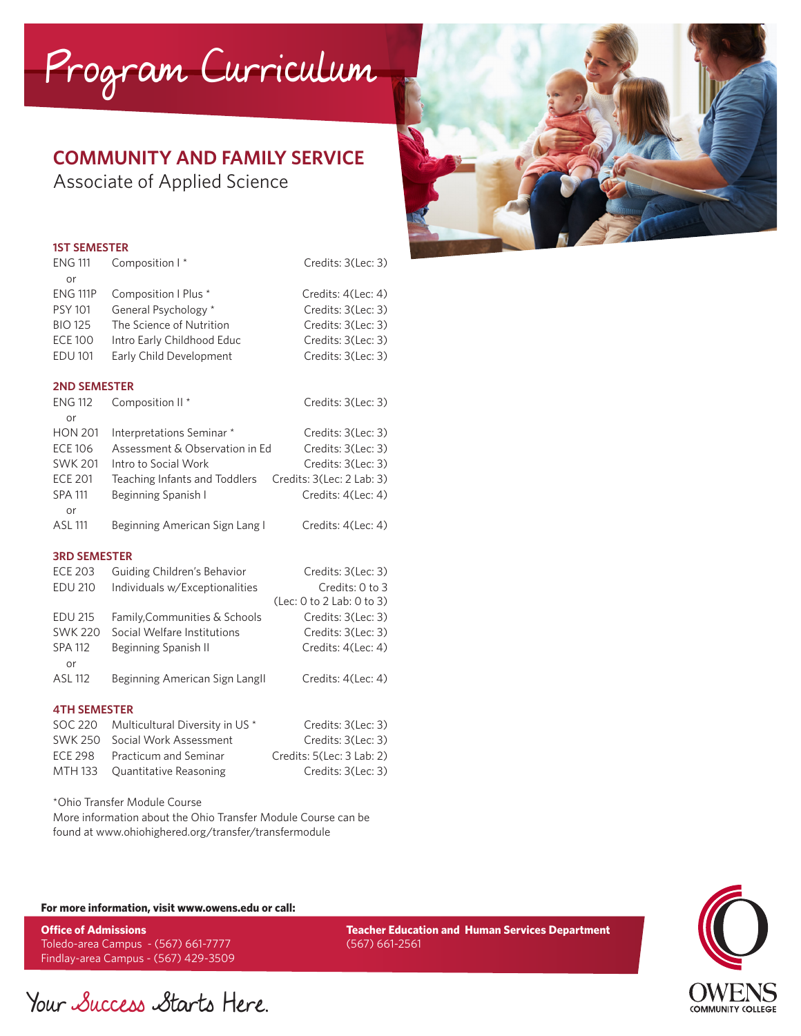# Program Curriculum

## COMMUNITY AND FAMILY SERVICE

Associate of Applied Science

### 1ST SEMESTER

| | | |
|---|---|---|
| ENG 111 | Composition I * | Credits: 3(Lec: 3) |
| or | | |
| ENG 111P | Composition I Plus * | Credits: 4(Lec: 4) |
| PSY 101 | General Psychology * | Credits: 3(Lec: 3) |
| BIO 125 | The Science of Nutrition | Credits: 3(Lec: 3) |
| ECE 100 | Intro Early Childhood Educ | Credits: 3(Lec: 3) |
| EDU 101 | Early Child Development | Credits: 3(Lec: 3) |

### 2ND SEMESTER

| | | |
|---|---|---|
| ENG 112 | Composition II * | Credits: 3(Lec: 3) |
| or | | |
| HON 201 | Interpretations Seminar * | Credits: 3(Lec: 3) |
| ECE 106 | Assessment & Observation in Ed | Credits: 3(Lec: 3) |
| SWK 201 | Intro to Social Work | Credits: 3(Lec: 3) |
| ECE 201 | Teaching Infants and Toddlers | Credits: 3(Lec: 2 Lab: 3) |
| SPA 111 | Beginning Spanish I | Credits: 4(Lec: 4) |
| or | | |
| ASL 111 | Beginning American Sign Lang I | Credits: 4(Lec: 4) |

### 3RD SEMESTER

| | | |
|---|---|---|
| ECE 203 | Guiding Children's Behavior | Credits: 3(Lec: 3) |
| EDU 210 | Individuals w/Exceptionalities | Credits: 0 to 3 (Lec: 0 to 2 Lab: 0 to 3) |
| EDU 215 | Family,Communities & Schools | Credits: 3(Lec: 3) |
| SWK 220 | Social Welfare Institutions | Credits: 3(Lec: 3) |
| SPA 112 | Beginning Spanish II | Credits: 4(Lec: 4) |
| or | | |
| ASL 112 | Beginning American Sign LangII | Credits: 4(Lec: 4) |

### 4TH SEMESTER

| | | |
|---|---|---|
| SOC 220 | Multicultural Diversity in US * | Credits: 3(Lec: 3) |
| SWK 250 | Social Work Assessment | Credits: 3(Lec: 3) |
| ECE 298 | Practicum and Seminar | Credits: 5(Lec: 3 Lab: 2) |
| MTH 133 | Quantitative Reasoning | Credits: 3(Lec: 3) |

*Ohio Transfer Module Course
More information about the Ohio Transfer Module Course can be found at www.ohiohighered.org/transfer/transfermodule

**For more information, visit www.owens.edu or call:**

**Office of Admissions**
Toledo-area Campus - (567) 661-7777
Findlay-area Campus - (567) 429-3509

**Teacher Education and Human Services Department**
(567) 661-2561

Your Success Starts Here.

OWENS COMMUNITY COLLEGE